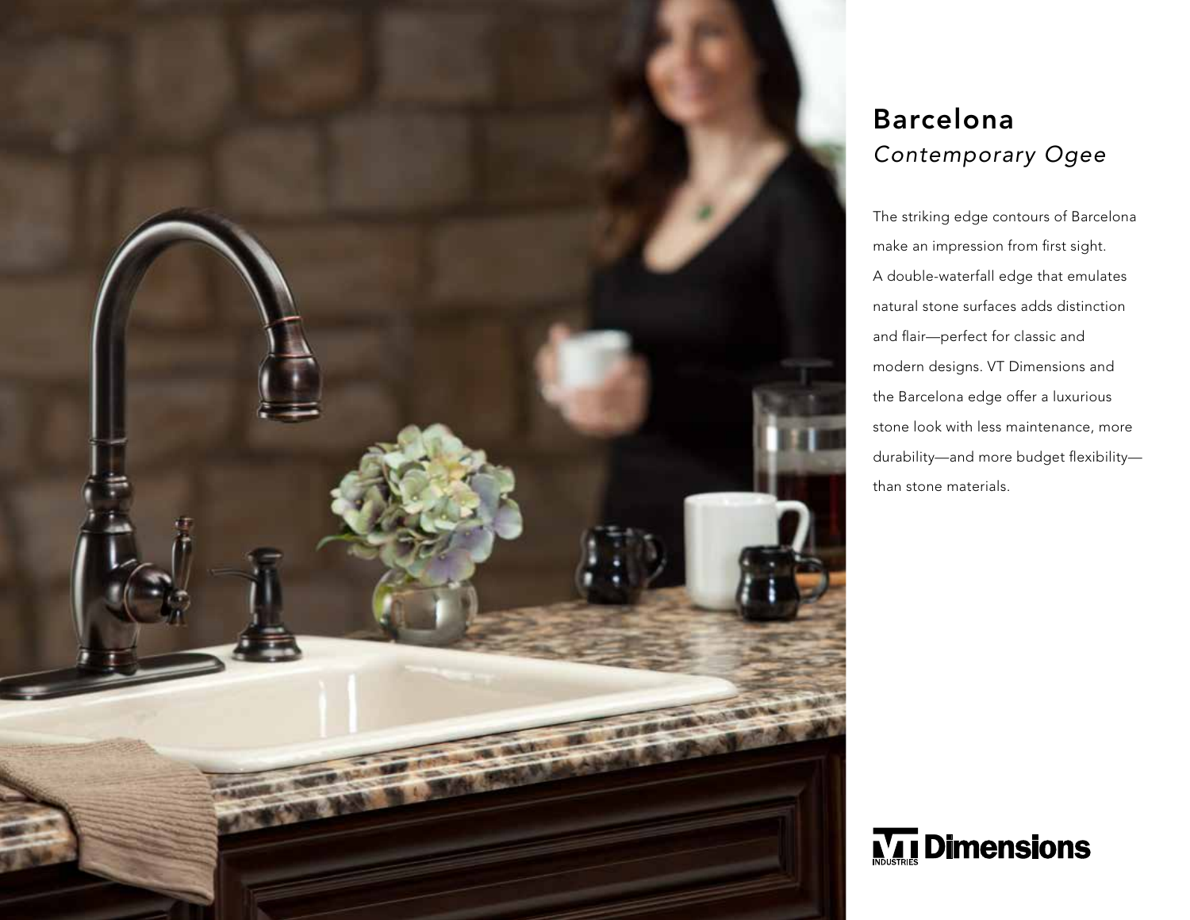# Barcelona

## *Contemporary Ogee*

The striking edge contours of Barcelona make an impression from first sight. A double-waterfall edge that emulates natural stone surfaces adds distinction and flair—perfect for classic and modern designs. VT Dimensions and the Barcelona edge offer a luxurious stone look with less maintenance, more durability—and more budget flexibility—than stone materials.

VT INDUSTRIES Dimensions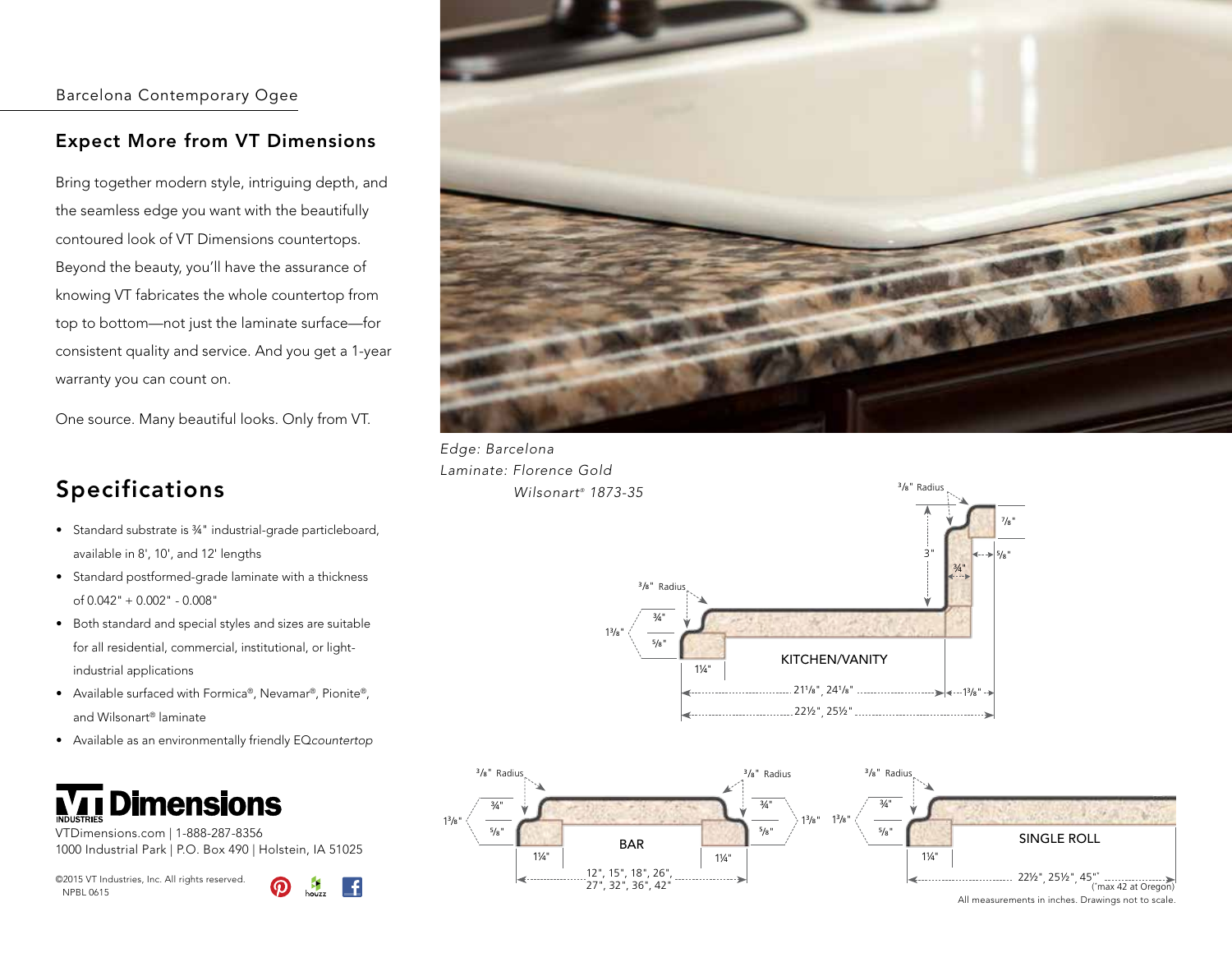Barcelona Contemporary Ogee

## Expect More from VT Dimensions

Bring together modern style, intriguing depth, and the seamless edge you want with the beautifully contoured look of VT Dimensions countertops. Beyond the beauty, you'll have the assurance of knowing VT fabricates the whole countertop from top to bottom—not just the laminate surface—for consistent quality and service. And you get a 1-year warranty you can count on.

One source. Many beautiful looks. Only from VT.

## Specifications

- Standard substrate is ¾" industrial-grade particleboard, available in 8', 10', and 12' lengths
- Standard postformed-grade laminate with a thickness of 0.042" + 0.002" - 0.008"
- Both standard and special styles and sizes are suitable for all residential, commercial, institutional, or light-industrial applications
- Available surfaced with Formica®, Nevamar®, Pionite®, and Wilsonart® laminate
- Available as an environmentally friendly EQ*countertop*

VT Dimensions

VTDimensions.com | 1-888-287-8356
1000 Industrial Park | P.O. Box 490 | Holstein, IA 51025

©2015 VT Industries, Inc. All rights reserved.
NPBL 0615

*Edge: Barcelona*
*Laminate: Florence Gold*
*Wilsonart® 1873-35*

KITCHEN/VANITY

3/8" Radius
7/8"
3"
5/8"
¾"
3/8" Radius
¾"
1 3/8"
5/8"
1¼"
21 1/8", 24 1/8"
1 3/8"
22½", 25½"

BAR

3/8" Radius
¾"
1 3/8"
5/8"
1¼"
3/8" Radius
¾"
1 3/8"
5/8"
1¼"
12", 15", 18", 26", 27", 32", 36", 42"

SINGLE ROLL

3/8" Radius
¾"
1 3/8"
5/8"
1¼"
22½", 25½", 45"*
(*max 42 at Oregon)

All measurements in inches. Drawings not to scale.